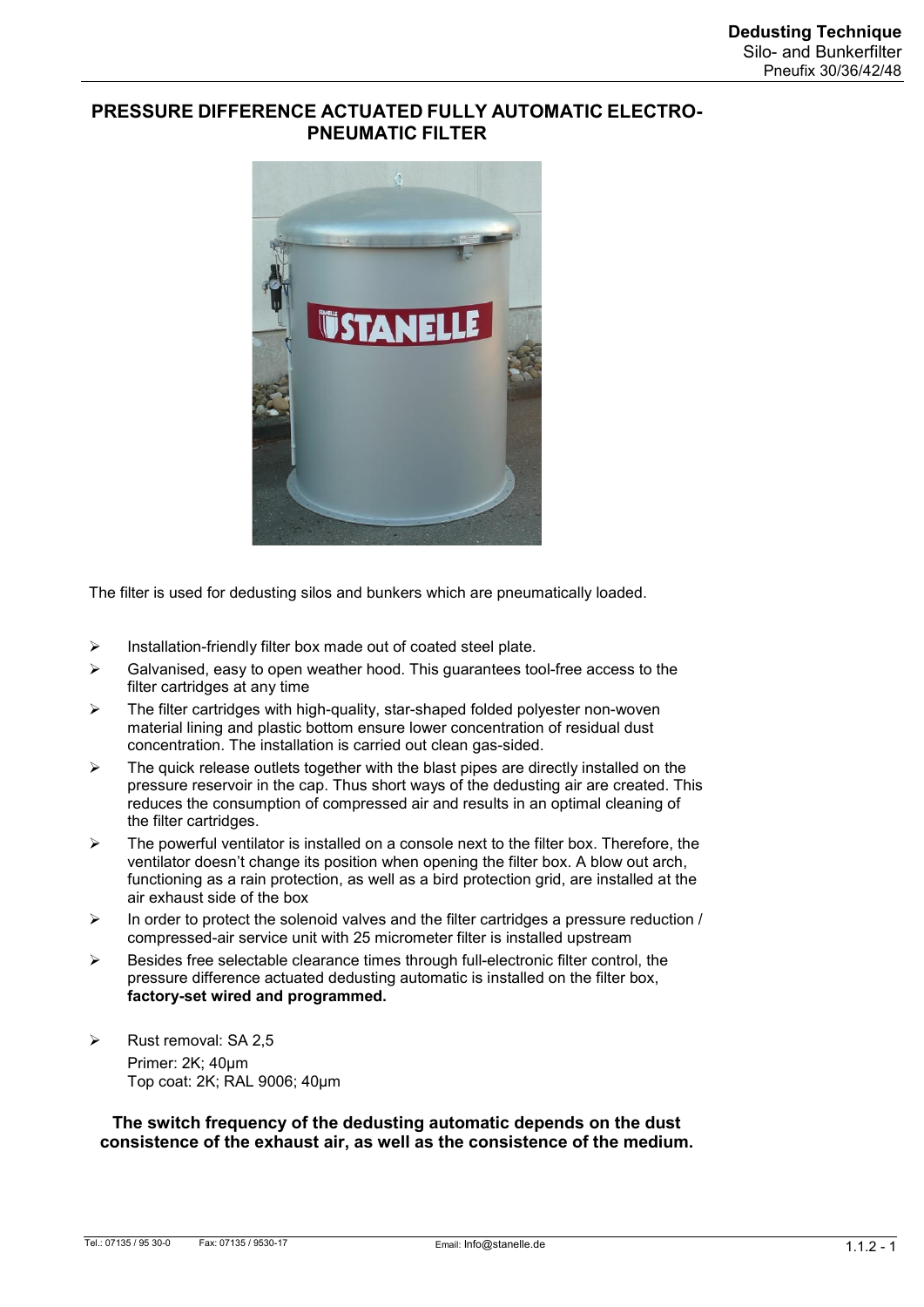# PRESSURE DIFFERENCE ACTUATED FULLY AUTOMATIC ELECTRO-PNEUMATIC FILTER

The filter is used for dedusting silos and bunkers which are pneumatically loaded.

- Installation-friendly filter box made out of coated steel plate.
- Galvanised, easy to open weather hood. This guarantees tool-free access to the filter cartridges at any time
- The filter cartridges with high-quality, star-shaped folded polyester non-woven material lining and plastic bottom ensure lower concentration of residual dust concentration. The installation is carried out clean gas-sided.
- The quick release outlets together with the blast pipes are directly installed on the pressure reservoir in the cap. Thus short ways of the dedusting air are created. This reduces the consumption of compressed air and results in an optimal cleaning of the filter cartridges.
- The powerful ventilator is installed on a console next to the filter box. Therefore, the ventilator doesn't change its position when opening the filter box. A blow out arch, functioning as a rain protection, as well as a bird protection grid, are installed at the air exhaust side of the box
- In order to protect the solenoid valves and the filter cartridges a pressure reduction / compressed-air service unit with 25 micrometer filter is installed upstream
- Besides free selectable clearance times through full-electronic filter control, the pressure difference actuated dedusting automatic is installed on the filter box, **factory-set wired and programmed.**
- Rust removal: SA 2,5
  Primer: 2K; 40µm
  Top coat: 2K; RAL 9006; 40µm

**The switch frequency of the dedusting automatic depends on the dust consistence of the exhaust air, as well as the consistence of the medium.**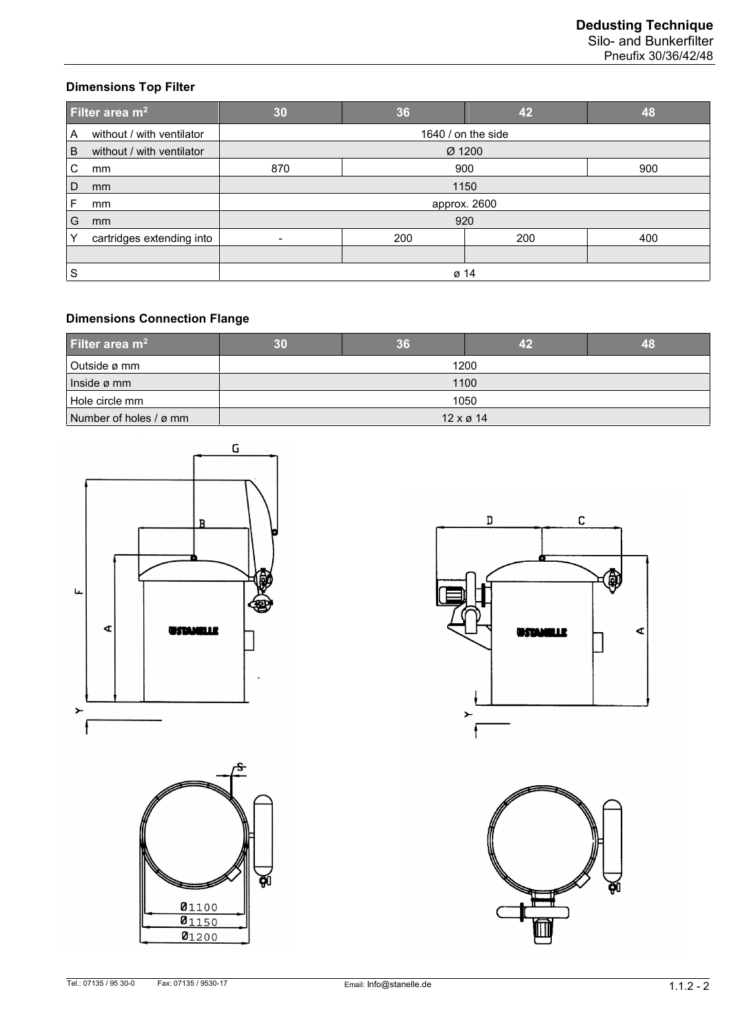### Dimensions Top Filter

| Filter area m² | 30 | 36 | 42 | 48 |
|---|---|---|---|---|
| A without / with ventilator | 1640 / on the side | | | |
| B without / with ventilator | Ø 1200 | | | |
| C mm | 870 | 900 | | 900 |
| D mm | 1150 | | | |
| F mm | approx. 2600 | | | |
| G mm | 920 | | | |
| Y cartridges extending into | - | 200 | 200 | 400 |
| | | | | |
| S | ø 14 | | | |

### Dimensions Connection Flange

| Filter area m² | 30 | 36 | 42 | 48 |
|---|---|---|---|---|
| Outside ø mm | 1200 | | | |
| Inside ø mm | 1100 | | | |
| Hole circle mm | 1050 | | | |
| Number of holes / ø mm | 12 x ø 14 | | | |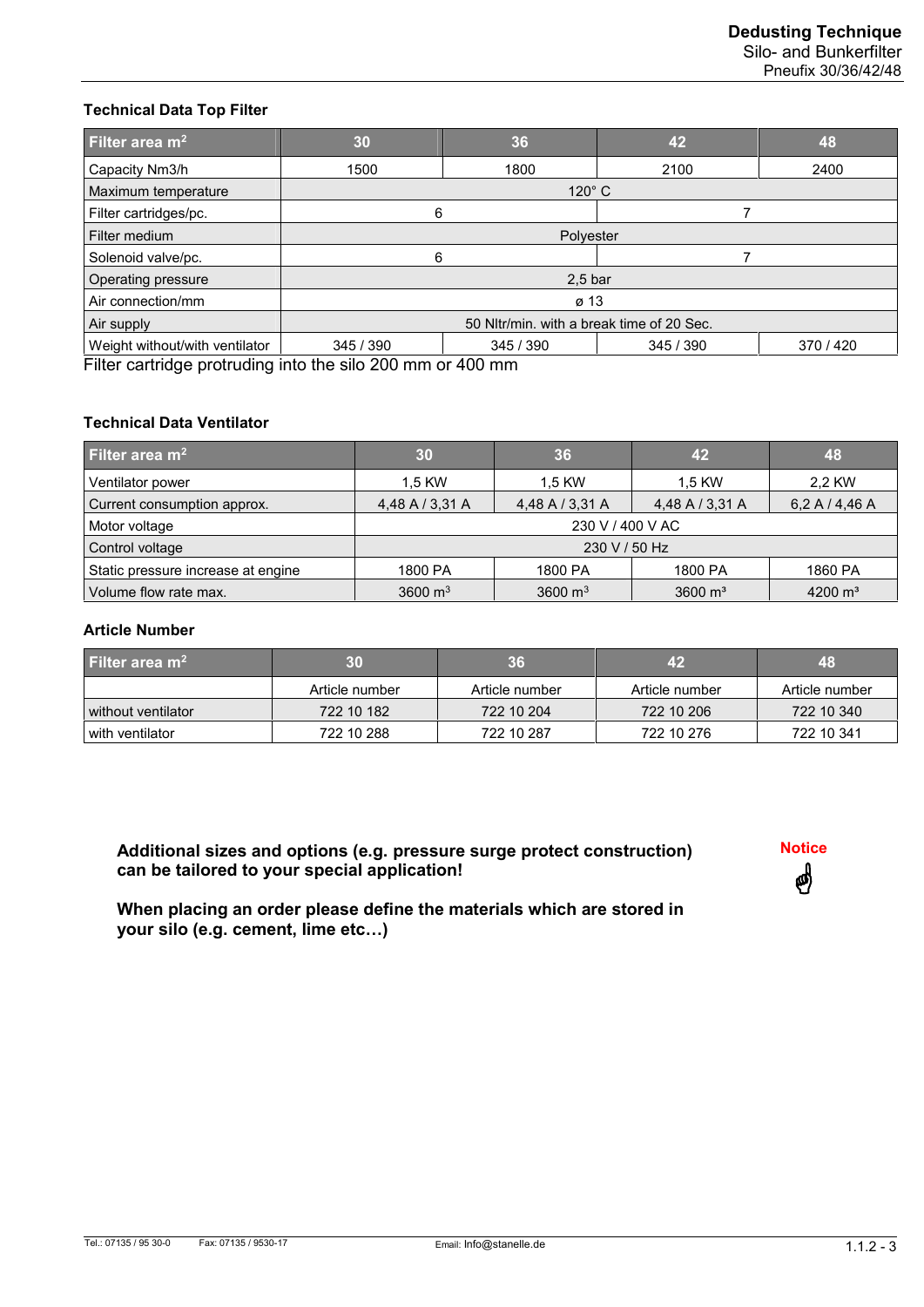### Technical Data Top Filter

| Filter area $m^2$ | 30 | 36 | 42 | 48 |
|---|---|---|---|---|
| Capacity Nm3/h | 1500 | 1800 | 2100 | 2400 |
| Maximum temperature | 120° C | | | |
| Filter cartridges/pc. | 6 | | 7 | |
| Filter medium | Polyester | | | |
| Solenoid valve/pc. | 6 | | 7 | |
| Operating pressure | 2,5 bar | | | |
| Air connection/mm | ø 13 | | | |
| Air supply | 50 Nltr/min. with a break time of 20 Sec. | | | |
| Weight without/with ventilator | 345 / 390 | 345 / 390 | 345 / 390 | 370 / 420 |

Filter cartridge protruding into the silo 200 mm or 400 mm

### Technical Data Ventilator

| Filter area $m^2$ | 30 | 36 | 42 | 48 |
|---|---|---|---|---|
| Ventilator power | 1,5 KW | 1,5 KW | 1,5 KW | 2,2 KW |
| Current consumption approx. | 4,48 A / 3,31 A | 4,48 A / 3,31 A | 4,48 A / 3,31 A | 6,2 A / 4,46 A |
| Motor voltage | 230 V / 400 V AC | | | |
| Control voltage | 230 V / 50 Hz | | | |
| Static pressure increase at engine | 1800 PA | 1800 PA | 1800 PA | 1860 PA |
| Volume flow rate max. | 3600 $m^3$ | 3600 $m^3$ | 3600 $m^3$ | 4200 $m^3$ |

### Article Number

| Filter area $m^2$ | 30 | 36 | 42 | 48 |
|---|---|---|---|---|
| | Article number | Article number | Article number | Article number |
| without ventilator | 722 10 182 | 722 10 204 | 722 10 206 | 722 10 340 |
| with ventilator | 722 10 288 | 722 10 287 | 722 10 276 | 722 10 341 |

**Notice**

**Additional sizes and options (e.g. pressure surge protect construction) can be tailored to your special application!**

**When placing an order please define the materials which are stored in your silo (e.g. cement, lime etc…)**

Tel.: 07135 / 95 30-0 Fax: 07135 / 9530-17 Email: Info@stanelle.de